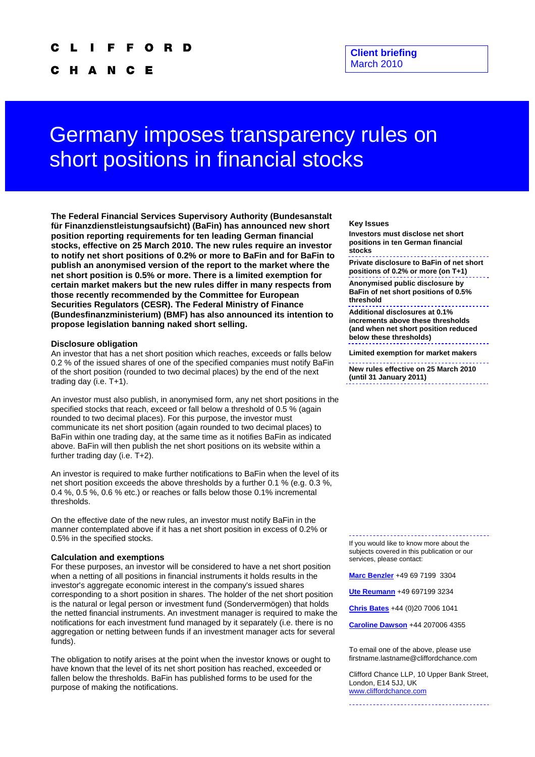CLIFFORD CHANCE

**Client briefing**
March 2010

# Germany imposes transparency rules on short positions in financial stocks

**The Federal Financial Services Supervisory Authority (Bundesanstalt für Finanzdienstleistungsaufsicht) (BaFin) has announced new short position reporting requirements for ten leading German financial stocks, effective on 25 March 2010. The new rules require an investor to notify net short positions of 0.2% or more to BaFin and for BaFin to publish an anonymised version of the report to the market where the net short position is 0.5% or more. There is a limited exemption for certain market makers but the new rules differ in many respects from those recently recommended by the Committee for European Securities Regulators (CESR). The Federal Ministry of Finance (Bundesfinanzministerium) (BMF) has also announced its intention to propose legislation banning naked short selling.**

## Disclosure obligation

An investor that has a net short position which reaches, exceeds or falls below 0.2 % of the issued shares of one of the specified companies must notify BaFin of the short position (rounded to two decimal places) by the end of the next trading day (i.e. T+1).

An investor must also publish, in anonymised form, any net short positions in the specified stocks that reach, exceed or fall below a threshold of 0.5 % (again rounded to two decimal places). For this purpose, the investor must communicate its net short position (again rounded to two decimal places) to BaFin within one trading day, at the same time as it notifies BaFin as indicated above. BaFin will then publish the net short positions on its website within a further trading day (i.e. T+2).

An investor is required to make further notifications to BaFin when the level of its net short position exceeds the above thresholds by a further 0.1 % (e.g. 0.3 %, 0.4 %, 0.5 %, 0.6 % etc.) or reaches or falls below those 0.1% incremental thresholds.

On the effective date of the new rules, an investor must notify BaFin in the manner contemplated above if it has a net short position in excess of 0.2% or 0.5% in the specified stocks.

## Calculation and exemptions

For these purposes, an investor will be considered to have a net short position when a netting of all positions in financial instruments it holds results in the investor's aggregate economic interest in the company's issued shares corresponding to a short position in shares. The holder of the net short position is the natural or legal person or investment fund (Sondervermögen) that holds the netted financial instruments. An investment manager is required to make the notifications for each investment fund managed by it separately (i.e. there is no aggregation or netting between funds if an investment manager acts for several funds).

The obligation to notify arises at the point when the investor knows or ought to have known that the level of its net short position has reached, exceeded or fallen below the thresholds. BaFin has published forms to be used for the purpose of making the notifications.

**Key Issues**

- **Investors must disclose net short positions in ten German financial stocks**
- **Private disclosure to BaFin of net short positions of 0.2% or more (on T+1)**
- **Anonymised public disclosure by BaFin of net short positions of 0.5% threshold**
- **Additional disclosures at 0.1% increments above these thresholds (and when net short position reduced below these thresholds)**
- **Limited exemption for market makers**
- **New rules effective on 25 March 2010 (until 31 January 2011)**

If you would like to know more about the subjects covered in this publication or our services, please contact:

Marc Benzler +49 69 7199 3304

Ute Reumann +49 697199 3234

Chris Bates +44 (0)20 7006 1041

Caroline Dawson +44 207006 4355

To email one of the above, please use firstname.lastname@cliffordchance.com

Clifford Chance LLP, 10 Upper Bank Street, London, E14 5JJ, UK
www.cliffordchance.com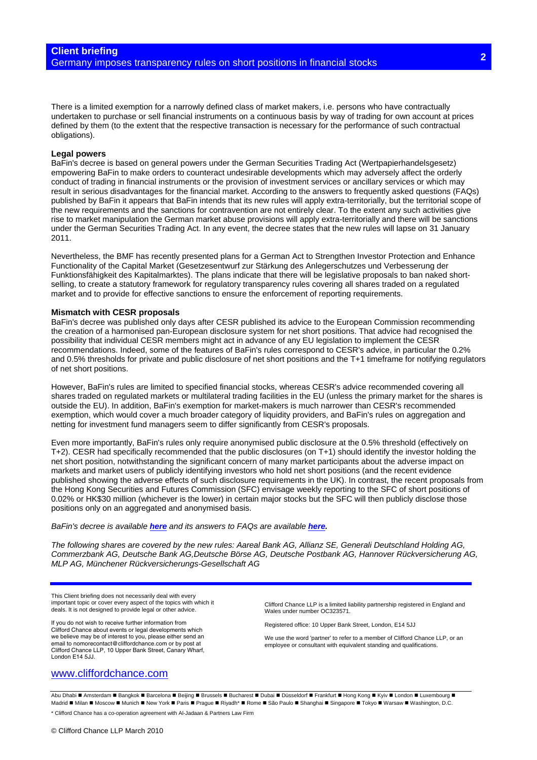There is a limited exemption for a narrowly defined class of market makers, i.e. persons who have contractually undertaken to purchase or sell financial instruments on a continuous basis by way of trading for own account at prices defined by them (to the extent that the respective transaction is necessary for the performance of such contractual obligations).

**Legal powers**

BaFin's decree is based on general powers under the German Securities Trading Act (Wertpapierhandelsgesetz) empowering BaFin to make orders to counteract undesirable developments which may adversely affect the orderly conduct of trading in financial instruments or the provision of investment services or ancillary services or which may result in serious disadvantages for the financial market. According to the answers to frequently asked questions (FAQs) published by BaFin it appears that BaFin intends that its new rules will apply extra-territorially, but the territorial scope of the new requirements and the sanctions for contravention are not entirely clear. To the extent any such activities give rise to market manipulation the German market abuse provisions will apply extra-territorially and there will be sanctions under the German Securities Trading Act. In any event, the decree states that the new rules will lapse on 31 January 2011.

Nevertheless, the BMF has recently presented plans for a German Act to Strengthen Investor Protection and Enhance Functionality of the Capital Market (Gesetzesentwurf zur Stärkung des Anlegerschutzes und Verbesserung der Funktionsfähigkeit des Kapitalmarktes). The plans indicate that there will be legislative proposals to ban naked short-selling, to create a statutory framework for regulatory transparency rules covering all shares traded on a regulated market and to provide for effective sanctions to ensure the enforcement of reporting requirements.

**Mismatch with CESR proposals**

BaFin's decree was published only days after CESR published its advice to the European Commission recommending the creation of a harmonised pan-European disclosure system for net short positions. That advice had recognised the possibility that individual CESR members might act in advance of any EU legislation to implement the CESR recommendations. Indeed, some of the features of BaFin's rules correspond to CESR's advice, in particular the 0.2% and 0.5% thresholds for private and public disclosure of net short positions and the T+1 timeframe for notifying regulators of net short positions.

However, BaFin's rules are limited to specified financial stocks, whereas CESR's advice recommended covering all shares traded on regulated markets or multilateral trading facilities in the EU (unless the primary market for the shares is outside the EU). In addition, BaFin's exemption for market-makers is much narrower than CESR's recommended exemption, which would cover a much broader category of liquidity providers, and BaFin's rules on aggregation and netting for investment fund managers seem to differ significantly from CESR's proposals.

Even more importantly, BaFin's rules only require anonymised public disclosure at the 0.5% threshold (effectively on T+2). CESR had specifically recommended that the public disclosures (on T+1) should identify the investor holding the net short position, notwithstanding the significant concern of many market participants about the adverse impact on markets and market users of publicly identifying investors who hold net short positions (and the recent evidence published showing the adverse effects of such disclosure requirements in the UK). In contrast, the recent proposals from the Hong Kong Securities and Futures Commission (SFC) envisage weekly reporting to the SFC of short positions of 0.02% or HK$30 million (whichever is the lower) in certain major stocks but the SFC will then publicly disclose those positions only on an aggregated and anonymised basis.

*BaFin's decree is available **here** and its answers to FAQs are available **here**.*

*The following shares are covered by the new rules: Aareal Bank AG, Allianz SE, Generali Deutschland Holding AG, Commerzbank AG, Deutsche Bank AG,Deutsche Börse AG, Deutsche Postbank AG, Hannover Rückversicherung AG, MLP AG, Münchener Rückversicherungs-Gesellschaft AG*

This Client briefing does not necessarily deal with every important topic or cover every aspect of the topics with which it deals. It is not designed to provide legal or other advice.

If you do not wish to receive further information from Clifford Chance about events or legal developments which we believe may be of interest to you, please either send an email to nomorecontact@cliffordchance.com or by post at Clifford Chance LLP, 10 Upper Bank Street, Canary Wharf, London E14 5JJ.

Clifford Chance LLP is a limited liability partnership registered in England and Wales under number OC323571.

Registered office: 10 Upper Bank Street, London, E14 5JJ

We use the word 'partner' to refer to a member of Clifford Chance LLP, or an employee or consultant with equivalent standing and qualifications.

www.cliffordchance.com

Abu Dhabi ■ Amsterdam ■ Bangkok ■ Barcelona ■ Beijing ■ Brussels ■ Bucharest ■ Dubai ■ Düsseldorf ■ Frankfurt ■ Hong Kong ■ Kyiv ■ London ■ Luxembourg ■ Madrid ■ Milan ■ Moscow ■ Munich ■ New York ■ Paris ■ Prague ■ Riyadh* ■ Rome ■ São Paulo ■ Shanghai ■ Singapore ■ Tokyo ■ Warsaw ■ Washington, D.C.

* Clifford Chance has a co-operation agreement with Al-Jadaan & Partners Law Firm

© Clifford Chance LLP March 2010